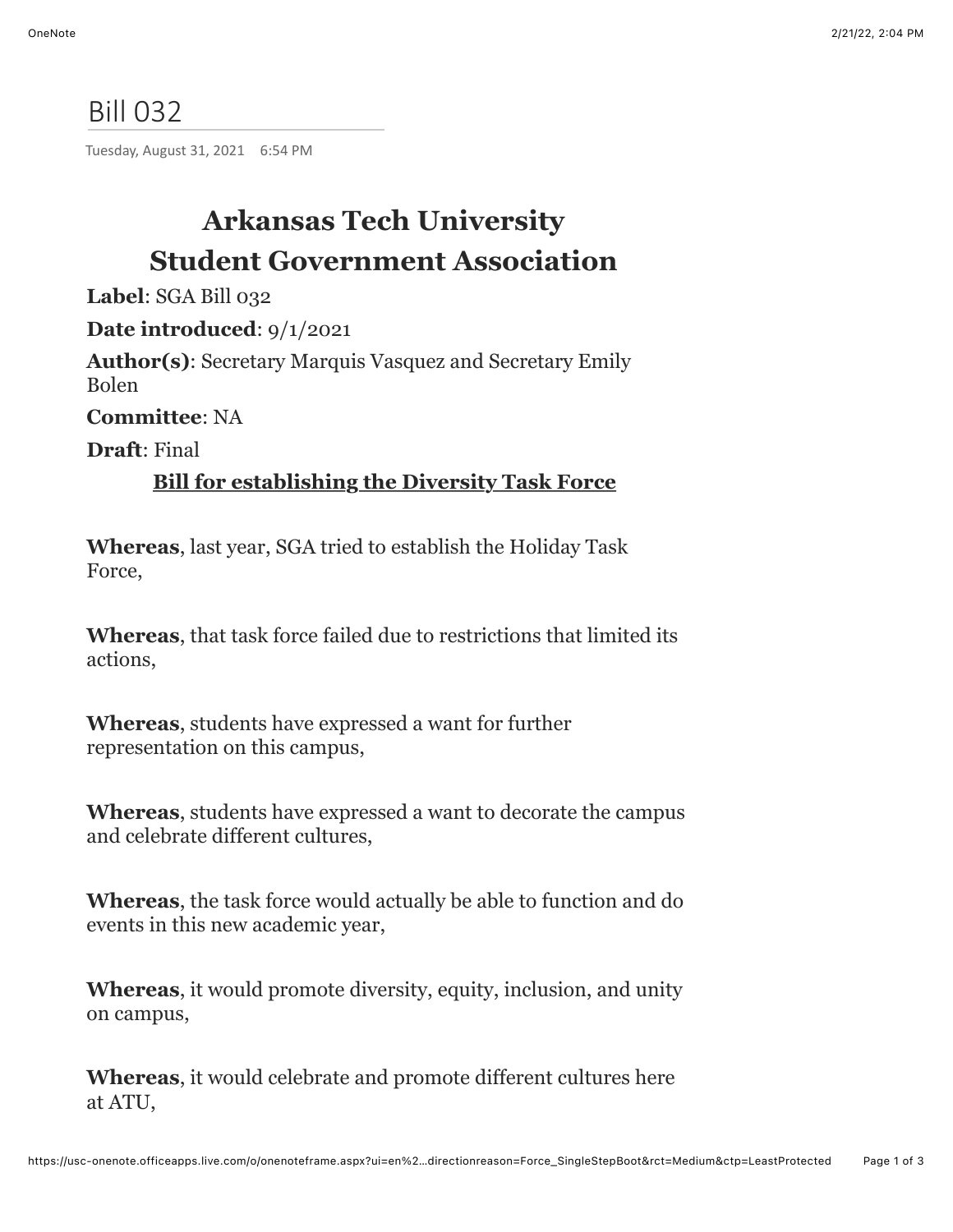# Bill 032

Tuesday, August 31, 2021 6:54 PM

## Arkansas Tech University
## Student Government Association

**Label**: SGA Bill 032

**Date introduced**: 9/1/2021

**Author(s)**: Secretary Marquis Vasquez and Secretary Emily Bolen

**Committee**: NA

**Draft**: Final

**<u>Bill for establishing the Diversity Task Force</u>**

**Whereas**, last year, SGA tried to establish the Holiday Task Force,

**Whereas**, that task force failed due to restrictions that limited its actions,

**Whereas**, students have expressed a want for further representation on this campus,

**Whereas**, students have expressed a want to decorate the campus and celebrate different cultures,

**Whereas**, the task force would actually be able to function and do events in this new academic year,

**Whereas**, it would promote diversity, equity, inclusion, and unity on campus,

**Whereas**, it would celebrate and promote different cultures here at ATU,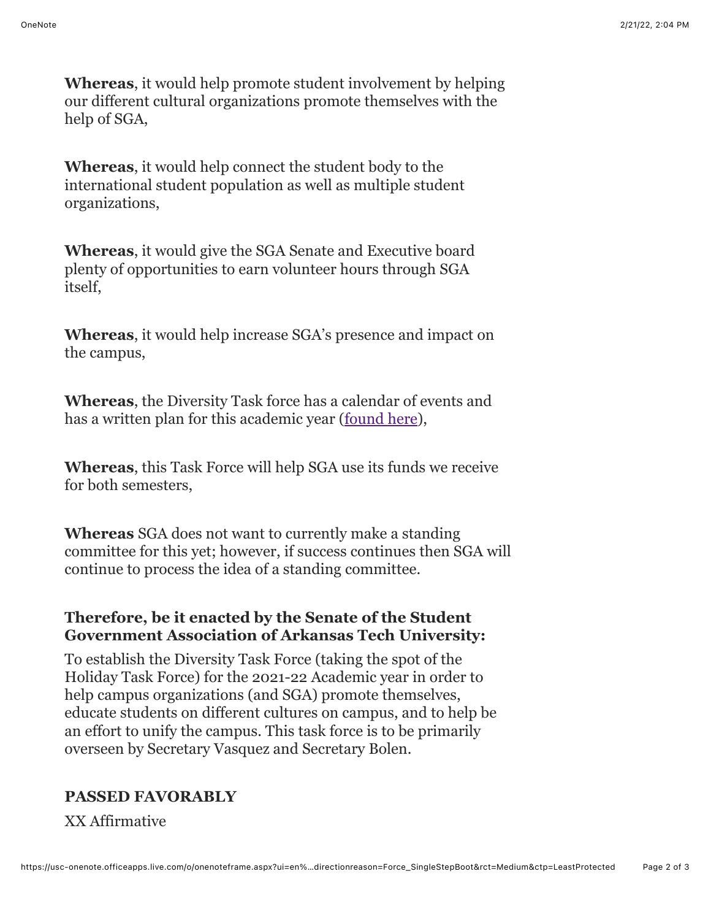**Whereas**, it would help promote student involvement by helping our different cultural organizations promote themselves with the help of SGA,

**Whereas**, it would help connect the student body to the international student population as well as multiple student organizations,

**Whereas**, it would give the SGA Senate and Executive board plenty of opportunities to earn volunteer hours through SGA itself,

**Whereas**, it would help increase SGA's presence and impact on the campus,

**Whereas**, the Diversity Task force has a calendar of events and has a written plan for this academic year (found here),

**Whereas**, this Task Force will help SGA use its funds we receive for both semesters,

**Whereas** SGA does not want to currently make a standing committee for this yet; however, if success continues then SGA will continue to process the idea of a standing committee.

### Therefore, be it enacted by the Senate of the Student Government Association of Arkansas Tech University:

To establish the Diversity Task Force (taking the spot of the Holiday Task Force) for the 2021-22 Academic year in order to help campus organizations (and SGA) promote themselves, educate students on different cultures on campus, and to help be an effort to unify the campus. This task force is to be primarily overseen by Secretary Vasquez and Secretary Bolen.

### PASSED FAVORABLY

XX Affirmative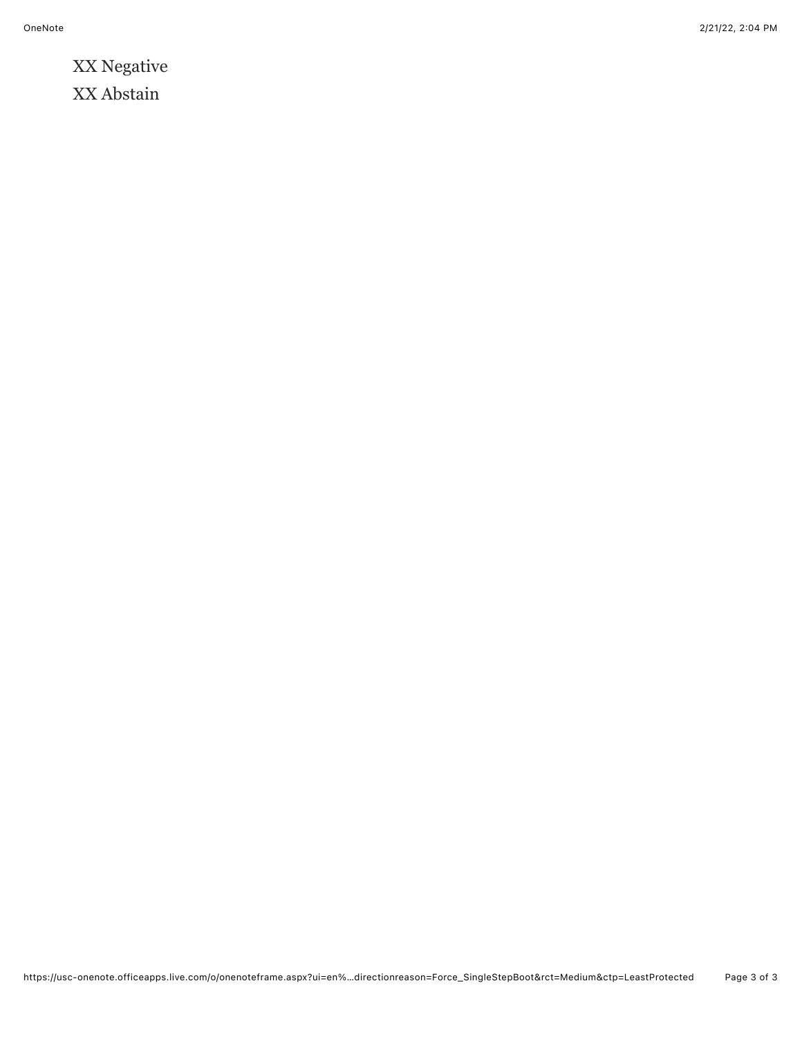XX Negative

XX Abstain